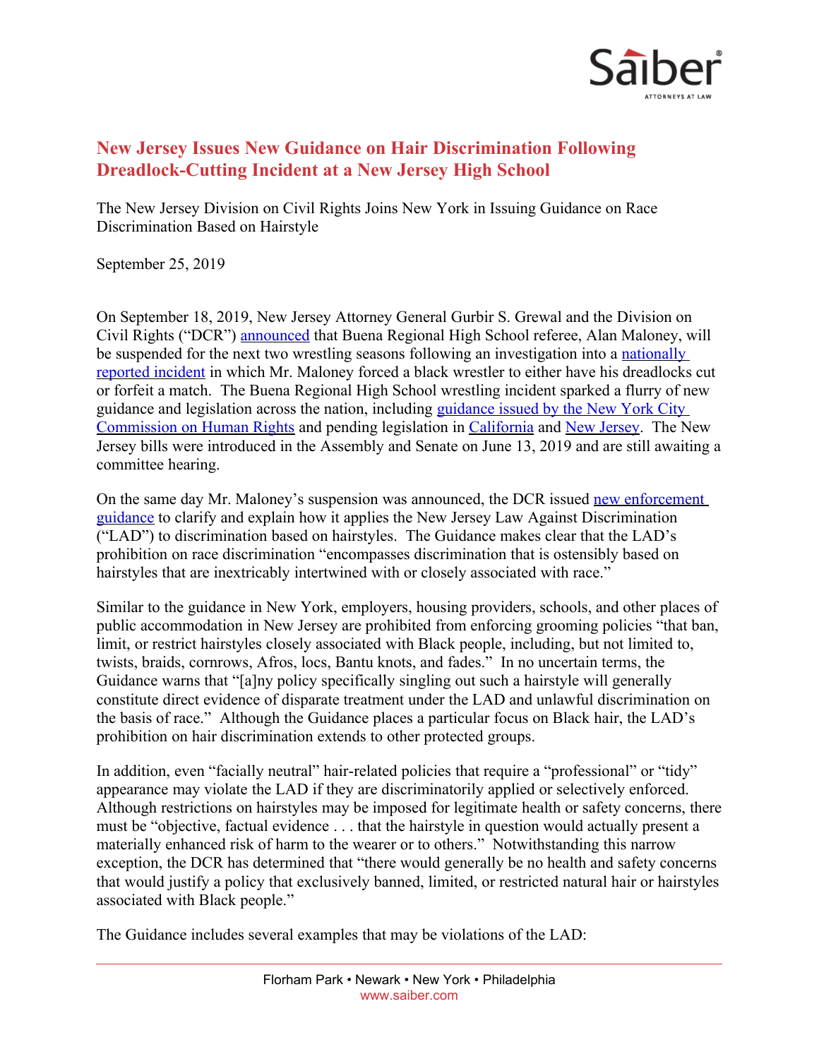# New Jersey Issues New Guidance on Hair Discrimination Following Dreadlock-Cutting Incident at a New Jersey High School

The New Jersey Division on Civil Rights Joins New York in Issuing Guidance on Race Discrimination Based on Hairstyle

September 25, 2019

On September 18, 2019, New Jersey Attorney General Gurbir S. Grewal and the Division on Civil Rights ("DCR") announced that Buena Regional High School referee, Alan Maloney, will be suspended for the next two wrestling seasons following an investigation into a nationally reported incident in which Mr. Maloney forced a black wrestler to either have his dreadlocks cut or forfeit a match. The Buena Regional High School wrestling incident sparked a flurry of new guidance and legislation across the nation, including guidance issued by the New York City Commission on Human Rights and pending legislation in California and New Jersey. The New Jersey bills were introduced in the Assembly and Senate on June 13, 2019 and are still awaiting a committee hearing.

On the same day Mr. Maloney's suspension was announced, the DCR issued new enforcement guidance to clarify and explain how it applies the New Jersey Law Against Discrimination ("LAD") to discrimination based on hairstyles. The Guidance makes clear that the LAD's prohibition on race discrimination "encompasses discrimination that is ostensibly based on hairstyles that are inextricably intertwined with or closely associated with race."

Similar to the guidance in New York, employers, housing providers, schools, and other places of public accommodation in New Jersey are prohibited from enforcing grooming policies "that ban, limit, or restrict hairstyles closely associated with Black people, including, but not limited to, twists, braids, cornrows, Afros, locs, Bantu knots, and fades." In no uncertain terms, the Guidance warns that "[a]ny policy specifically singling out such a hairstyle will generally constitute direct evidence of disparate treatment under the LAD and unlawful discrimination on the basis of race." Although the Guidance places a particular focus on Black hair, the LAD's prohibition on hair discrimination extends to other protected groups.

In addition, even "facially neutral" hair-related policies that require a "professional" or "tidy" appearance may violate the LAD if they are discriminatorily applied or selectively enforced. Although restrictions on hairstyles may be imposed for legitimate health or safety concerns, there must be "objective, factual evidence . . . that the hairstyle in question would actually present a materially enhanced risk of harm to the wearer or to others." Notwithstanding this narrow exception, the DCR has determined that "there would generally be no health and safety concerns that would justify a policy that exclusively banned, limited, or restricted natural hair or hairstyles associated with Black people."

The Guidance includes several examples that may be violations of the LAD: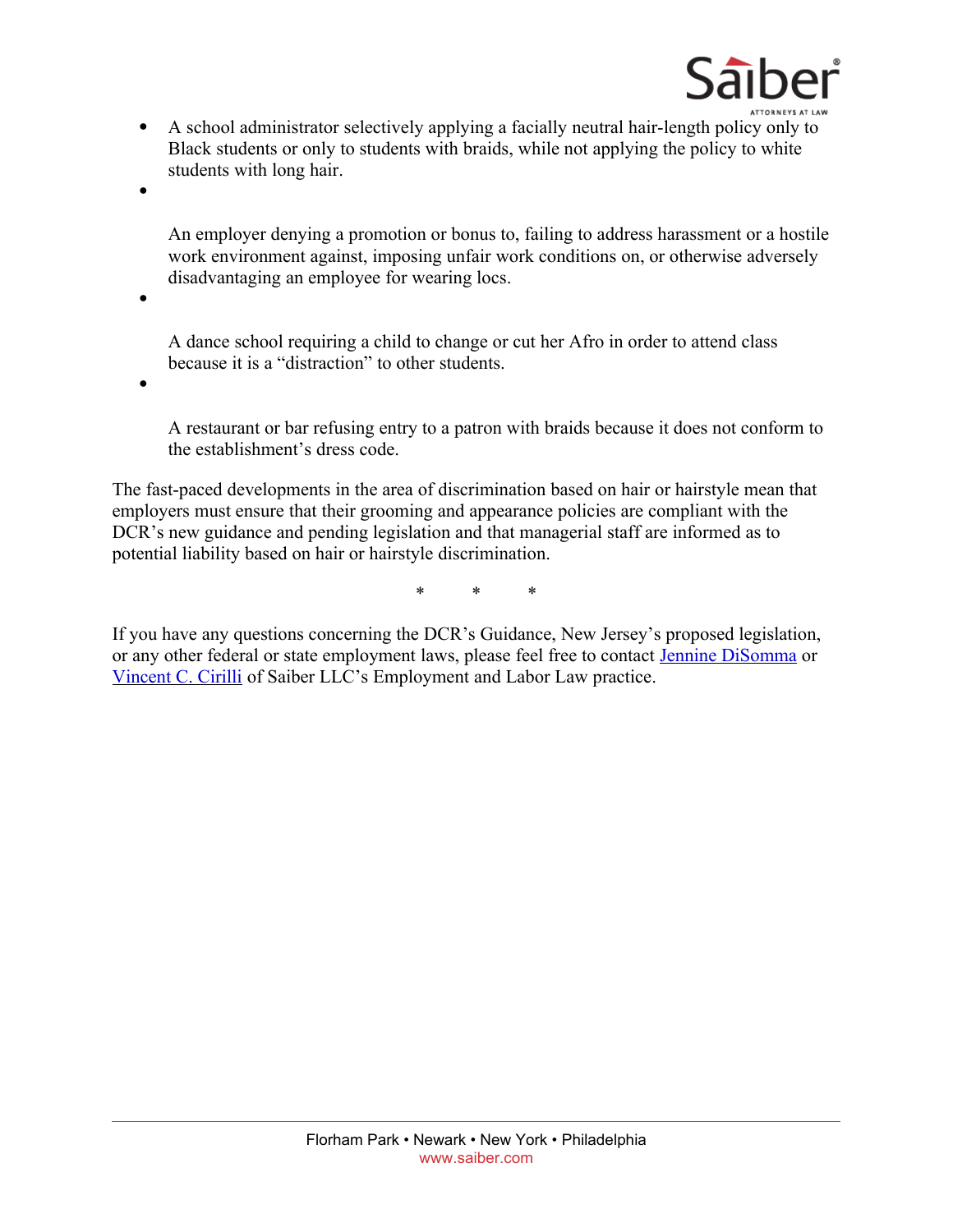- A school administrator selectively applying a facially neutral hair-length policy only to Black students or only to students with braids, while not applying the policy to white students with long hair.
- An employer denying a promotion or bonus to, failing to address harassment or a hostile work environment against, imposing unfair work conditions on, or otherwise adversely disadvantaging an employee for wearing locs.
- A dance school requiring a child to change or cut her Afro in order to attend class because it is a "distraction" to other students.
- A restaurant or bar refusing entry to a patron with braids because it does not conform to the establishment's dress code.

The fast-paced developments in the area of discrimination based on hair or hairstyle mean that employers must ensure that their grooming and appearance policies are compliant with the DCR's new guidance and pending legislation and that managerial staff are informed as to potential liability based on hair or hairstyle discrimination.

\*    \*    \*

If you have any questions concerning the DCR's Guidance, New Jersey's proposed legislation, or any other federal or state employment laws, please feel free to contact [Jennine DiSomma]() or [Vincent C. Cirilli]() of Saiber LLC's Employment and Labor Law practice.